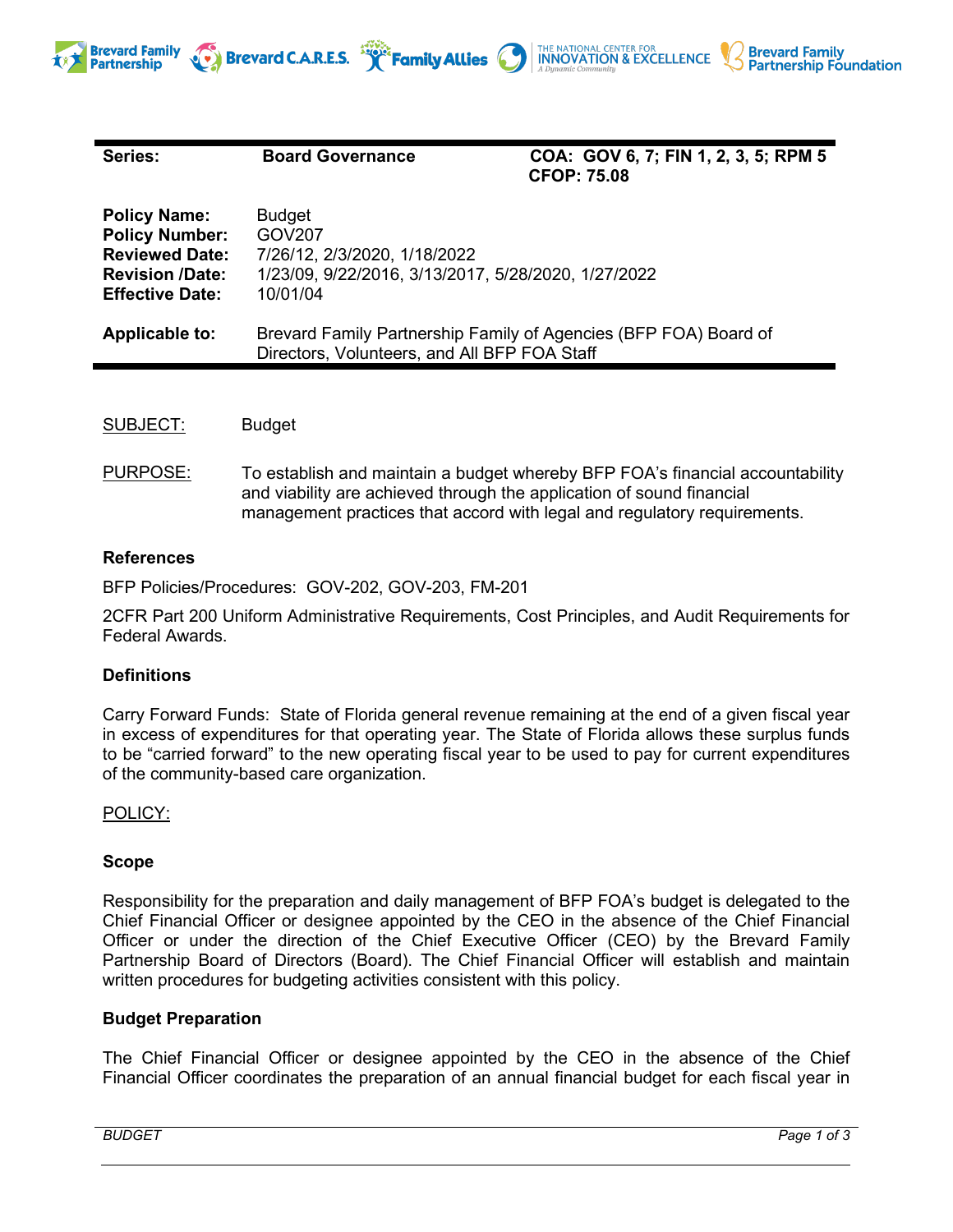| | | |
|---|---|---|
| **Series:** | **Board Governance** | **COA: GOV 6, 7; FIN 1, 2, 3, 5; RPM 5** **CFOP: 75.08** |

**Policy Name:** Budget
**Policy Number:** GOV207
**Reviewed Date:** 7/26/12, 2/3/2020, 1/18/2022
**Revision /Date:** 1/23/09, 9/22/2016, 3/13/2017, 5/28/2020, 1/27/2022
**Effective Date:** 10/01/04

**Applicable to:** Brevard Family Partnership Family of Agencies (BFP FOA) Board of Directors, Volunteers, and All BFP FOA Staff

SUBJECT: Budget

PURPOSE: To establish and maintain a budget whereby BFP FOA's financial accountability and viability are achieved through the application of sound financial management practices that accord with legal and regulatory requirements.

### References

BFP Policies/Procedures: GOV-202, GOV-203, FM-201

2CFR Part 200 Uniform Administrative Requirements, Cost Principles, and Audit Requirements for Federal Awards.

### Definitions

Carry Forward Funds: State of Florida general revenue remaining at the end of a given fiscal year in excess of expenditures for that operating year. The State of Florida allows these surplus funds to be "carried forward" to the new operating fiscal year to be used to pay for current expenditures of the community-based care organization.

POLICY:

### Scope

Responsibility for the preparation and daily management of BFP FOA's budget is delegated to the Chief Financial Officer or designee appointed by the CEO in the absence of the Chief Financial Officer or under the direction of the Chief Executive Officer (CEO) by the Brevard Family Partnership Board of Directors (Board). The Chief Financial Officer will establish and maintain written procedures for budgeting activities consistent with this policy.

### Budget Preparation

The Chief Financial Officer or designee appointed by the CEO in the absence of the Chief Financial Officer coordinates the preparation of an annual financial budget for each fiscal year in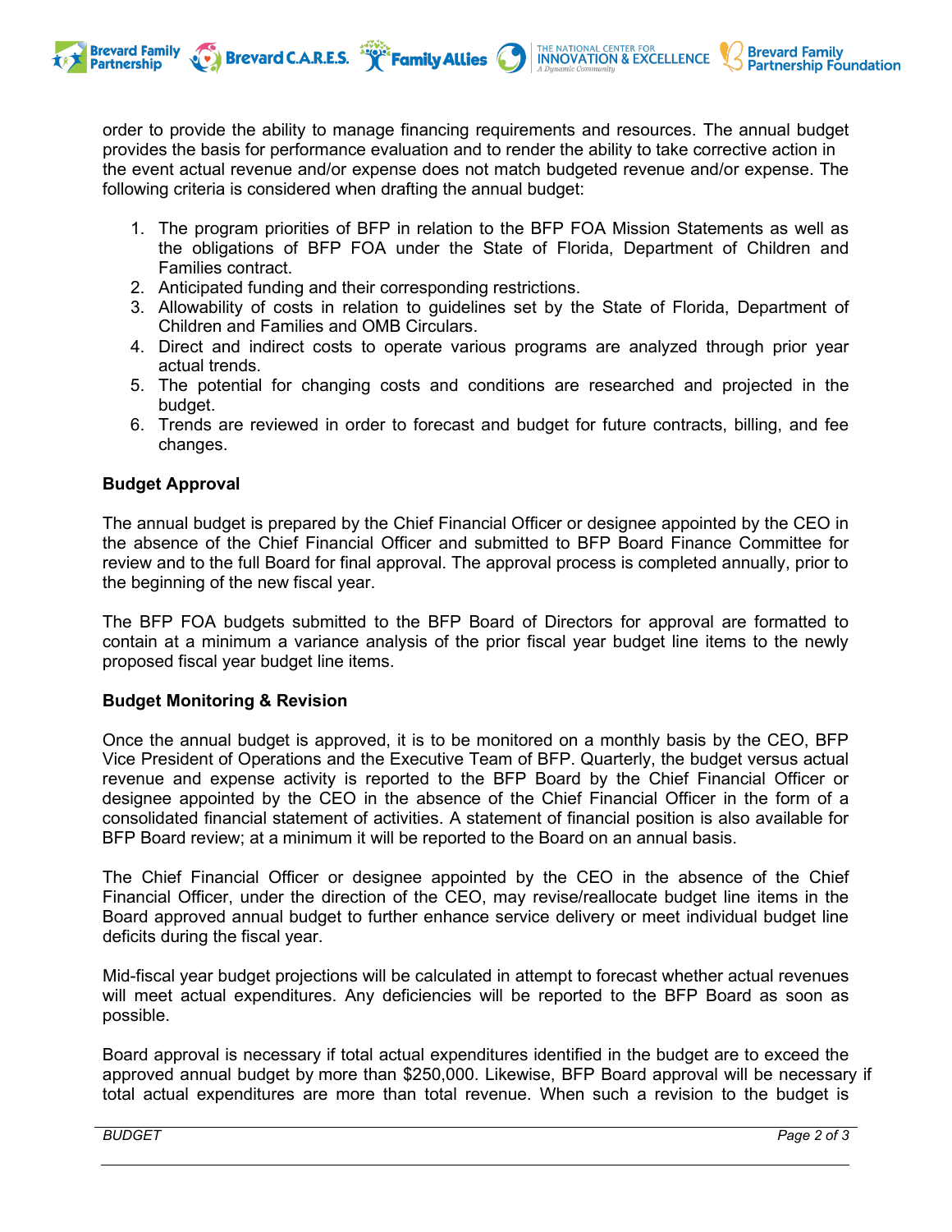order to provide the ability to manage financing requirements and resources. The annual budget provides the basis for performance evaluation and to render the ability to take corrective action in the event actual revenue and/or expense does not match budgeted revenue and/or expense. The following criteria is considered when drafting the annual budget:

1. The program priorities of BFP in relation to the BFP FOA Mission Statements as well as the obligations of BFP FOA under the State of Florida, Department of Children and Families contract.
2. Anticipated funding and their corresponding restrictions.
3. Allowability of costs in relation to guidelines set by the State of Florida, Department of Children and Families and OMB Circulars.
4. Direct and indirect costs to operate various programs are analyzed through prior year actual trends.
5. The potential for changing costs and conditions are researched and projected in the budget.
6. Trends are reviewed in order to forecast and budget for future contracts, billing, and fee changes.

**Budget Approval**

The annual budget is prepared by the Chief Financial Officer or designee appointed by the CEO in the absence of the Chief Financial Officer and submitted to BFP Board Finance Committee for review and to the full Board for final approval. The approval process is completed annually, prior to the beginning of the new fiscal year.

The BFP FOA budgets submitted to the BFP Board of Directors for approval are formatted to contain at a minimum a variance analysis of the prior fiscal year budget line items to the newly proposed fiscal year budget line items.

**Budget Monitoring & Revision**

Once the annual budget is approved, it is to be monitored on a monthly basis by the CEO, BFP Vice President of Operations and the Executive Team of BFP. Quarterly, the budget versus actual revenue and expense activity is reported to the BFP Board by the Chief Financial Officer or designee appointed by the CEO in the absence of the Chief Financial Officer in the form of a consolidated financial statement of activities. A statement of financial position is also available for BFP Board review; at a minimum it will be reported to the Board on an annual basis.

The Chief Financial Officer or designee appointed by the CEO in the absence of the Chief Financial Officer, under the direction of the CEO, may revise/reallocate budget line items in the Board approved annual budget to further enhance service delivery or meet individual budget line deficits during the fiscal year.

Mid-fiscal year budget projections will be calculated in attempt to forecast whether actual revenues will meet actual expenditures. Any deficiencies will be reported to the BFP Board as soon as possible.

Board approval is necessary if total actual expenditures identified in the budget are to exceed the approved annual budget by more than $250,000. Likewise, BFP Board approval will be necessary if total actual expenditures are more than total revenue. When such a revision to the budget is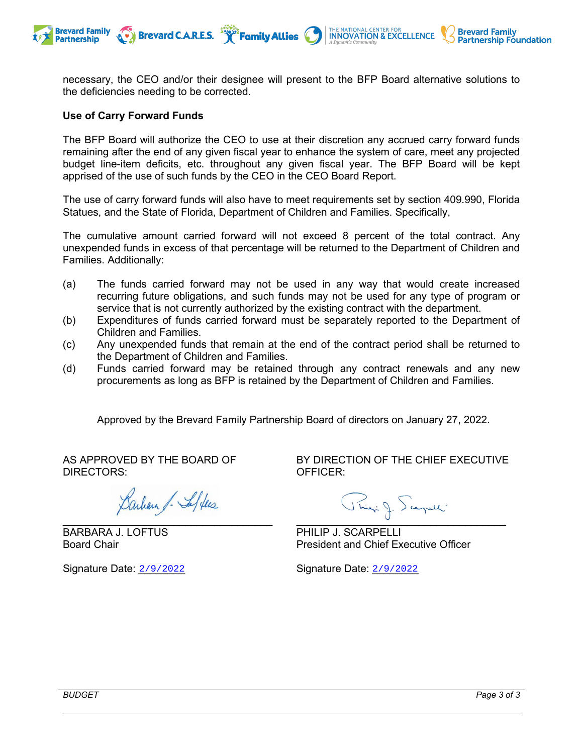necessary, the CEO and/or their designee will present to the BFP Board alternative solutions to the deficiencies needing to be corrected.

**Use of Carry Forward Funds**

The BFP Board will authorize the CEO to use at their discretion any accrued carry forward funds remaining after the end of any given fiscal year to enhance the system of care, meet any projected budget line-item deficits, etc. throughout any given fiscal year. The BFP Board will be kept apprised of the use of such funds by the CEO in the CEO Board Report.

The use of carry forward funds will also have to meet requirements set by section 409.990, Florida Statues, and the State of Florida, Department of Children and Families. Specifically,

The cumulative amount carried forward will not exceed 8 percent of the total contract. Any unexpended funds in excess of that percentage will be returned to the Department of Children and Families. Additionally:

(a) The funds carried forward may not be used in any way that would create increased recurring future obligations, and such funds may not be used for any type of program or service that is not currently authorized by the existing contract with the department.

(b) Expenditures of funds carried forward must be separately reported to the Department of Children and Families.

(c) Any unexpended funds that remain at the end of the contract period shall be returned to the Department of Children and Families.

(d) Funds carried forward may be retained through any contract renewals and any new procurements as long as BFP is retained by the Department of Children and Families.

Approved by the Brevard Family Partnership Board of directors on January 27, 2022.

AS APPROVED BY THE BOARD OF DIRECTORS:

BARBARA J. LOFTUS
Board Chair

Signature Date: 2/9/2022

BY DIRECTION OF THE CHIEF EXECUTIVE OFFICER:

PHILIP J. SCARPELLI
President and Chief Executive Officer

Signature Date: 2/9/2022